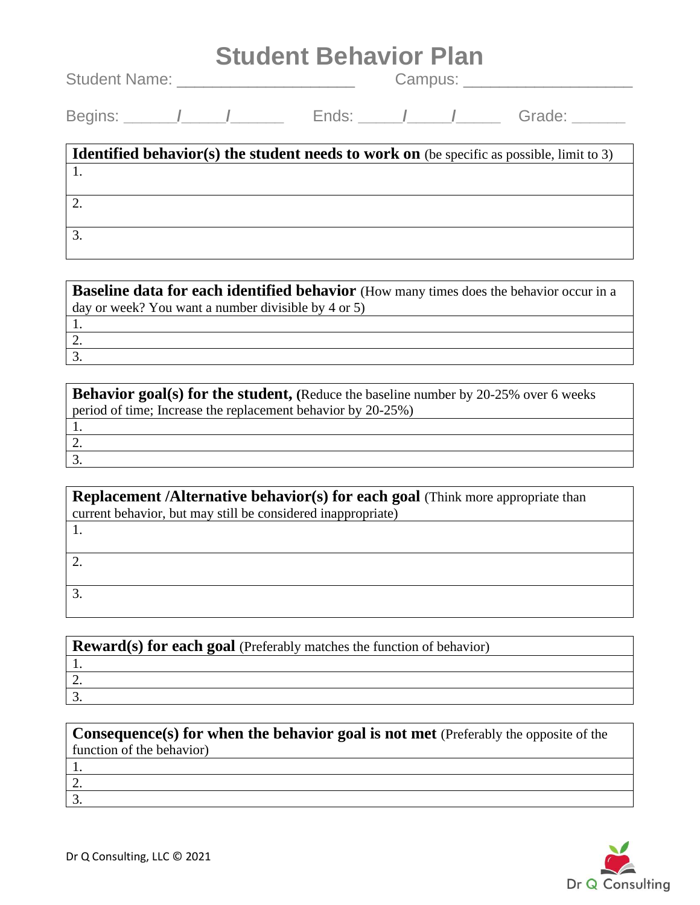# Student Behavior Plan

Student Name: ____________________ Campus: ___________________

Begins: ______/_____/______ Ends: _____/_____/_____ Grade: ______

| **Identified behavior(s) the student needs to work on** (be specific as possible, limit to 3) |
|---|
| 1. |
| 2. |
| 3. |

| **Baseline data for each identified behavior** (How many times does the behavior occur in a day or week? You want a number divisible by 4 or 5) |
|---|
| 1. |
| 2. |
| 3. |

| **Behavior goal(s) for the student, (**Reduce the baseline number by 20-25% over 6 weeks period of time; Increase the replacement behavior by 20-25%) |
|---|
| 1. |
| 2. |
| 3. |

| **Replacement /Alternative behavior(s) for each goal** (Think more appropriate than current behavior, but may still be considered inappropriate) |
|---|
| 1. |
| 2. |
| 3. |

| **Reward(s) for each goal** (Preferably matches the function of behavior) |
|---|
| 1. |
| 2. |
| 3. |

| **Consequence(s) for when the behavior goal is not met** (Preferably the opposite of the function of the behavior) |
|---|
| 1. |
| 2. |
| 3. |

Dr Q Consulting, LLC © 2021

Dr Q Consulting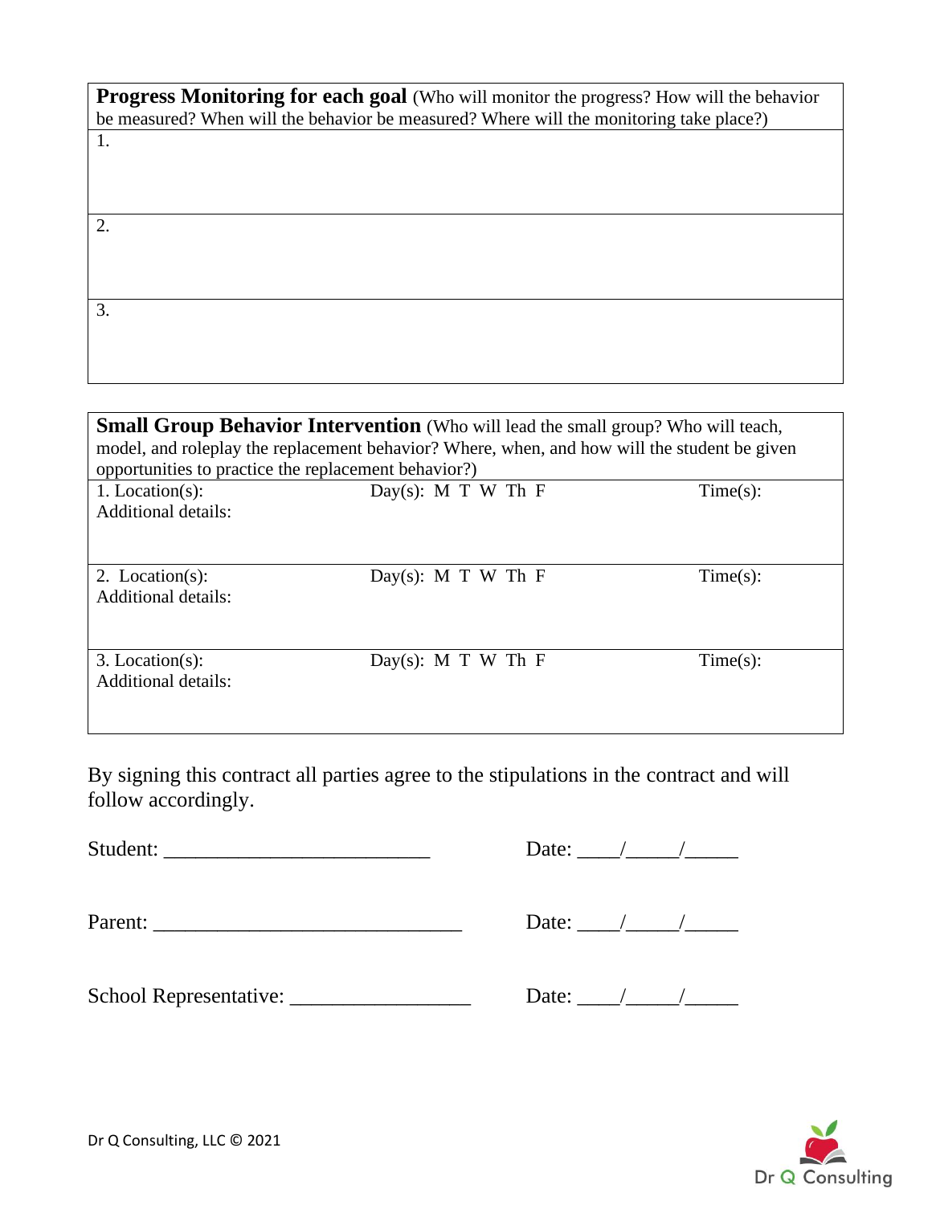| **Progress Monitoring for each goal** (Who will monitor the progress? How will the behavior be measured? When will the behavior be measured? Where will the monitoring take place?) |
|---|
| 1. |
| 2. |
| 3. |

| **Small Group Behavior Intervention** (Who will lead the small group? Who will teach, model, and roleplay the replacement behavior? Where, when, and how will the student be given opportunities to practice the replacement behavior?) | | |
|---|---|---|
| 1. Location(s):<br>Additional details: | Day(s): M T W Th F | Time(s): |
| 2. Location(s):<br>Additional details: | Day(s): M T W Th F | Time(s): |
| 3. Location(s):<br>Additional details: | Day(s): M T W Th F | Time(s): |

By signing this contract all parties agree to the stipulations in the contract and will follow accordingly.

Student: _________________________ Date: ____/_____/_____

Parent: ______________________________ Date: ____/_____/_____

School Representative: _________________ Date: ____/_____/_____

Dr Q Consulting, LLC © 2021

Dr Q Consulting